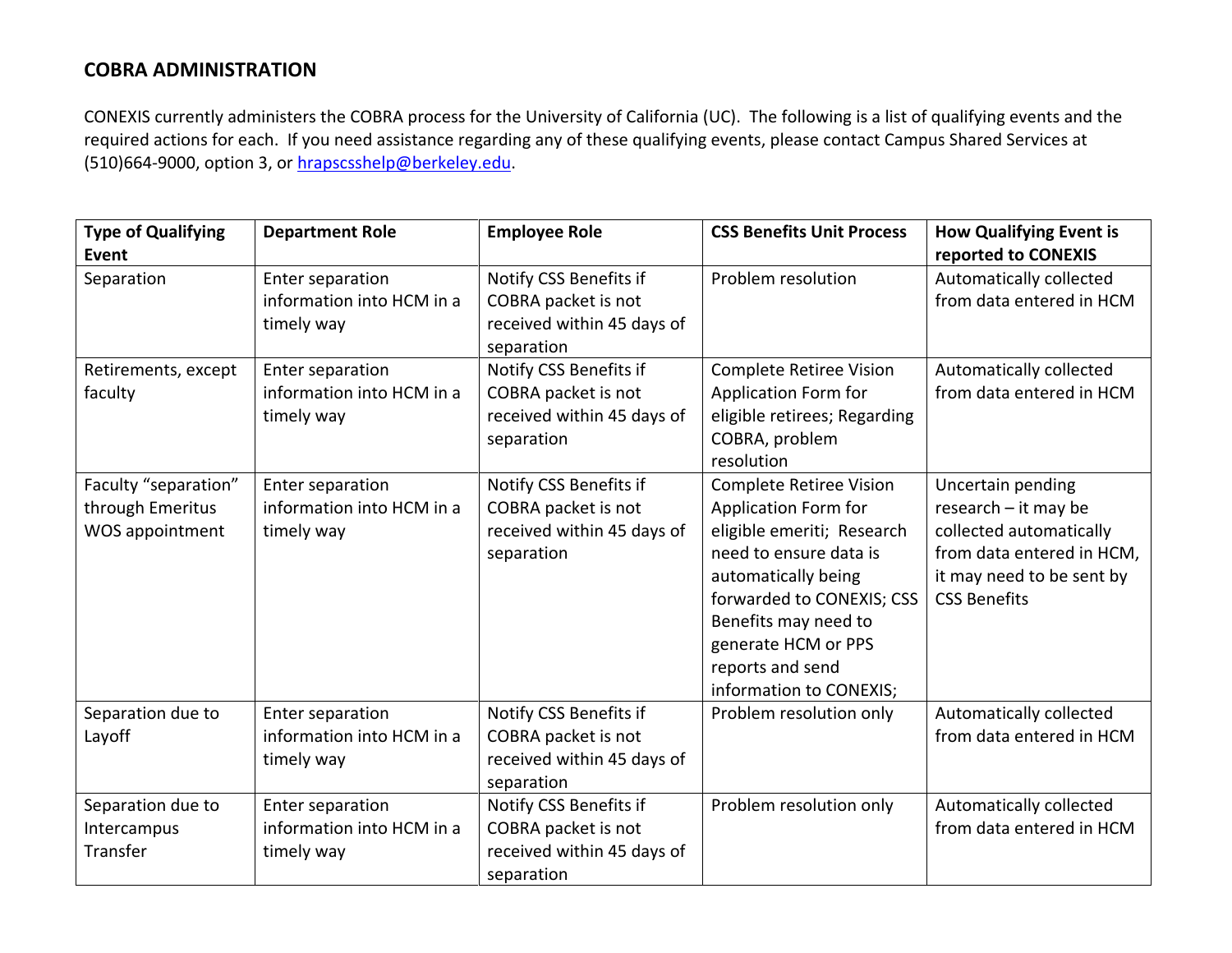## COBRA ADMINISTRATION

CONEXIS currently administers the COBRA process for the University of California (UC). The following is a list of qualifying events and the required actions for each. If you need assistance regarding any of these qualifying events, please contact Campus Shared Services at (510)664-9000, option 3, or hrapscsshelp@berkeley.edu.

| Type of Qualifying Event | Department Role | Employee Role | CSS Benefits Unit Process | How Qualifying Event is reported to CONEXIS |
|---|---|---|---|---|
| Separation | Enter separation information into HCM in a timely way | Notify CSS Benefits if COBRA packet is not received within 45 days of separation | Problem resolution | Automatically collected from data entered in HCM |
| Retirements, except faculty | Enter separation information into HCM in a timely way | Notify CSS Benefits if COBRA packet is not received within 45 days of separation | Complete Retiree Vision Application Form for eligible retirees; Regarding COBRA, problem resolution | Automatically collected from data entered in HCM |
| Faculty "separation" through Emeritus WOS appointment | Enter separation information into HCM in a timely way | Notify CSS Benefits if COBRA packet is not received within 45 days of separation | Complete Retiree Vision Application Form for eligible emeriti; Research need to ensure data is automatically being forwarded to CONEXIS; CSS Benefits may need to generate HCM or PPS reports and send information to CONEXIS; | Uncertain pending research – it may be collected automatically from data entered in HCM, it may need to be sent by CSS Benefits |
| Separation due to Layoff | Enter separation information into HCM in a timely way | Notify CSS Benefits if COBRA packet is not received within 45 days of separation | Problem resolution only | Automatically collected from data entered in HCM |
| Separation due to Intercampus Transfer | Enter separation information into HCM in a timely way | Notify CSS Benefits if COBRA packet is not received within 45 days of separation | Problem resolution only | Automatically collected from data entered in HCM |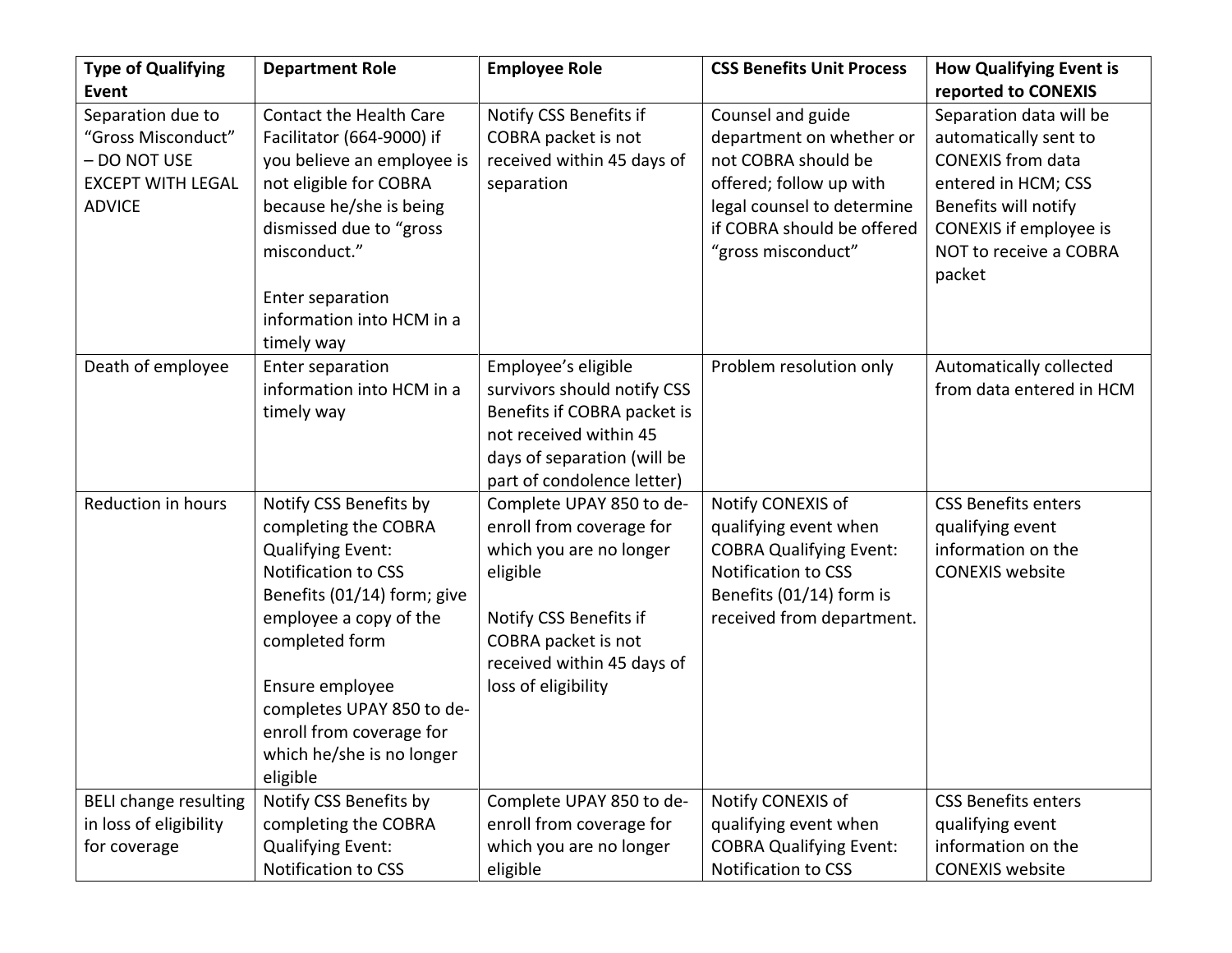| Type of Qualifying Event | Department Role | Employee Role | CSS Benefits Unit Process | How Qualifying Event is reported to CONEXIS |
|---|---|---|---|---|
| Separation due to "Gross Misconduct" – DO NOT USE EXCEPT WITH LEGAL ADVICE | Contact the Health Care Facilitator (664-9000) if you believe an employee is not eligible for COBRA because he/she is being dismissed due to "gross misconduct."<br><br>Enter separation information into HCM in a timely way | Notify CSS Benefits if COBRA packet is not received within 45 days of separation | Counsel and guide department on whether or not COBRA should be offered; follow up with legal counsel to determine if COBRA should be offered "gross misconduct" | Separation data will be automatically sent to CONEXIS from data entered in HCM; CSS Benefits will notify CONEXIS if employee is NOT to receive a COBRA packet |
| Death of employee | Enter separation information into HCM in a timely way | Employee's eligible survivors should notify CSS Benefits if COBRA packet is not received within 45 days of separation (will be part of condolence letter) | Problem resolution only | Automatically collected from data entered in HCM |
| Reduction in hours | Notify CSS Benefits by completing the COBRA Qualifying Event: Notification to CSS Benefits (01/14) form; give employee a copy of the completed form<br><br>Ensure employee completes UPAY 850 to de-enroll from coverage for which he/she is no longer eligible | Complete UPAY 850 to de-enroll from coverage for which you are no longer eligible<br><br>Notify CSS Benefits if COBRA packet is not received within 45 days of loss of eligibility | Notify CONEXIS of qualifying event when COBRA Qualifying Event: Notification to CSS Benefits (01/14) form is received from department. | CSS Benefits enters qualifying event information on the CONEXIS website |
| BELI change resulting in loss of eligibility for coverage | Notify CSS Benefits by completing the COBRA Qualifying Event: Notification to CSS | Complete UPAY 850 to de-enroll from coverage for which you are no longer eligible | Notify CONEXIS of qualifying event when COBRA Qualifying Event: Notification to CSS | CSS Benefits enters qualifying event information on the CONEXIS website |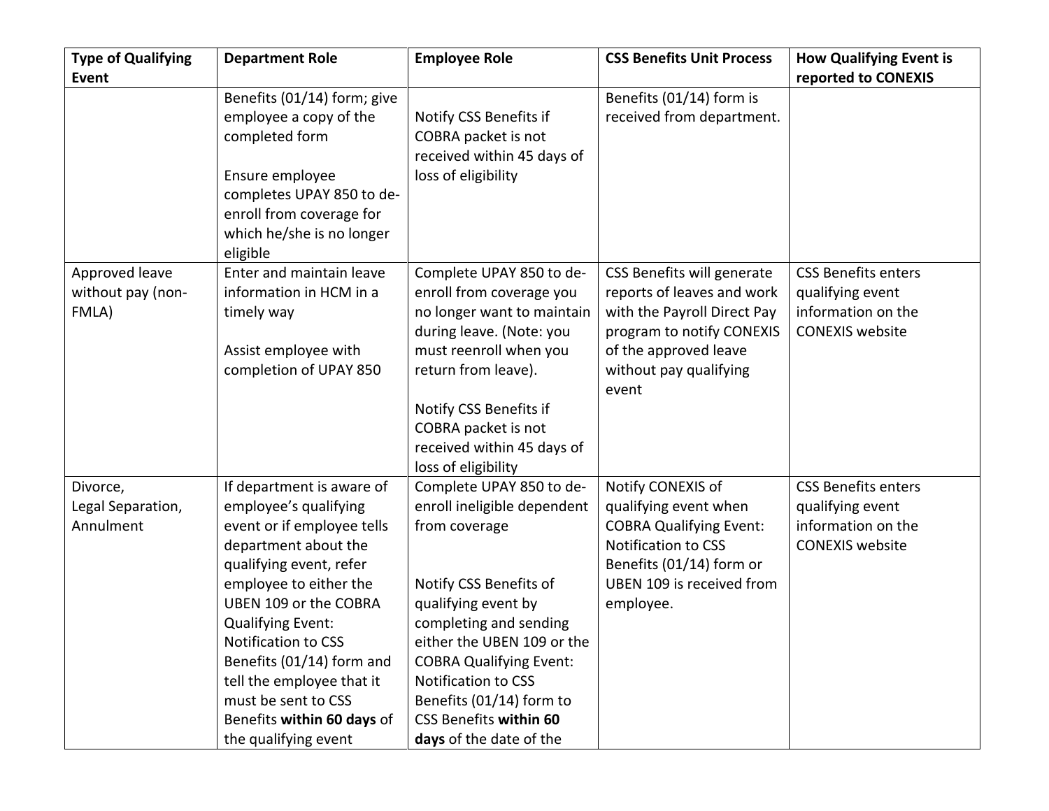| Type of Qualifying Event | Department Role | Employee Role | CSS Benefits Unit Process | How Qualifying Event is reported to CONEXIS |
| --- | --- | --- | --- | --- |
| | Benefits (01/14) form; give employee a copy of the completed form<br><br>Ensure employee completes UPAY 850 to de-enroll from coverage for which he/she is no longer eligible | Notify CSS Benefits if COBRA packet is not received within 45 days of loss of eligibility | Benefits (01/14) form is received from department. | |
| Approved leave without pay (non-FMLA) | Enter and maintain leave information in HCM in a timely way<br><br>Assist employee with completion of UPAY 850 | Complete UPAY 850 to de-enroll from coverage you no longer want to maintain during leave. (Note: you must reenroll when you return from leave).<br><br>Notify CSS Benefits if COBRA packet is not received within 45 days of loss of eligibility | CSS Benefits will generate reports of leaves and work with the Payroll Direct Pay program to notify CONEXIS of the approved leave without pay qualifying event | CSS Benefits enters qualifying event information on the CONEXIS website |
| Divorce, Legal Separation, Annulment | If department is aware of employee's qualifying event or if employee tells department about the qualifying event, refer employee to either the UBEN 109 or the COBRA Qualifying Event: Notification to CSS Benefits (01/14) form and tell the employee that it must be sent to CSS Benefits **within 60 days** of the qualifying event | Complete UPAY 850 to de-enroll ineligible dependent from coverage<br><br>Notify CSS Benefits of qualifying event by completing and sending either the UBEN 109 or the COBRA Qualifying Event: Notification to CSS Benefits (01/14) form to CSS Benefits **within 60 days** of the date of the | Notify CONEXIS of qualifying event when COBRA Qualifying Event: Notification to CSS Benefits (01/14) form or UBEN 109 is received from employee. | CSS Benefits enters qualifying event information on the CONEXIS website |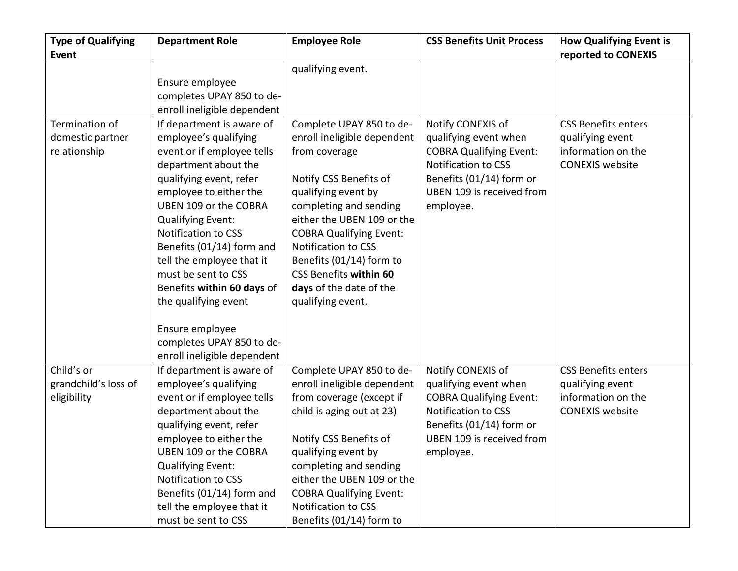| Type of Qualifying Event | Department Role | Employee Role | CSS Benefits Unit Process | How Qualifying Event is reported to CONEXIS |
|---|---|---|---|---|
| | Ensure employee completes UPAY 850 to de-enroll ineligible dependent | qualifying event. | | |
| Termination of domestic partner relationship | If department is aware of employee's qualifying event or if employee tells department about the qualifying event, refer employee to either the UBEN 109 or the COBRA Qualifying Event: Notification to CSS Benefits (01/14) form and tell the employee that it must be sent to CSS Benefits **within 60 days** of the qualifying event<br><br>Ensure employee completes UPAY 850 to de-enroll ineligible dependent | Complete UPAY 850 to de-enroll ineligible dependent from coverage<br><br>Notify CSS Benefits of qualifying event by completing and sending either the UBEN 109 or the COBRA Qualifying Event: Notification to CSS Benefits (01/14) form to CSS Benefits **within 60 days** of the date of the qualifying event. | Notify CONEXIS of qualifying event when COBRA Qualifying Event: Notification to CSS Benefits (01/14) form or UBEN 109 is received from employee. | CSS Benefits enters qualifying event information on the CONEXIS website |
| Child's or grandchild's loss of eligibility | If department is aware of employee's qualifying event or if employee tells department about the qualifying event, refer employee to either the UBEN 109 or the COBRA Qualifying Event: Notification to CSS Benefits (01/14) form and tell the employee that it must be sent to CSS | Complete UPAY 850 to de-enroll ineligible dependent from coverage (except if child is aging out at 23)<br><br>Notify CSS Benefits of qualifying event by completing and sending either the UBEN 109 or the COBRA Qualifying Event: Notification to CSS Benefits (01/14) form to | Notify CONEXIS of qualifying event when COBRA Qualifying Event: Notification to CSS Benefits (01/14) form or UBEN 109 is received from employee. | CSS Benefits enters qualifying event information on the CONEXIS website |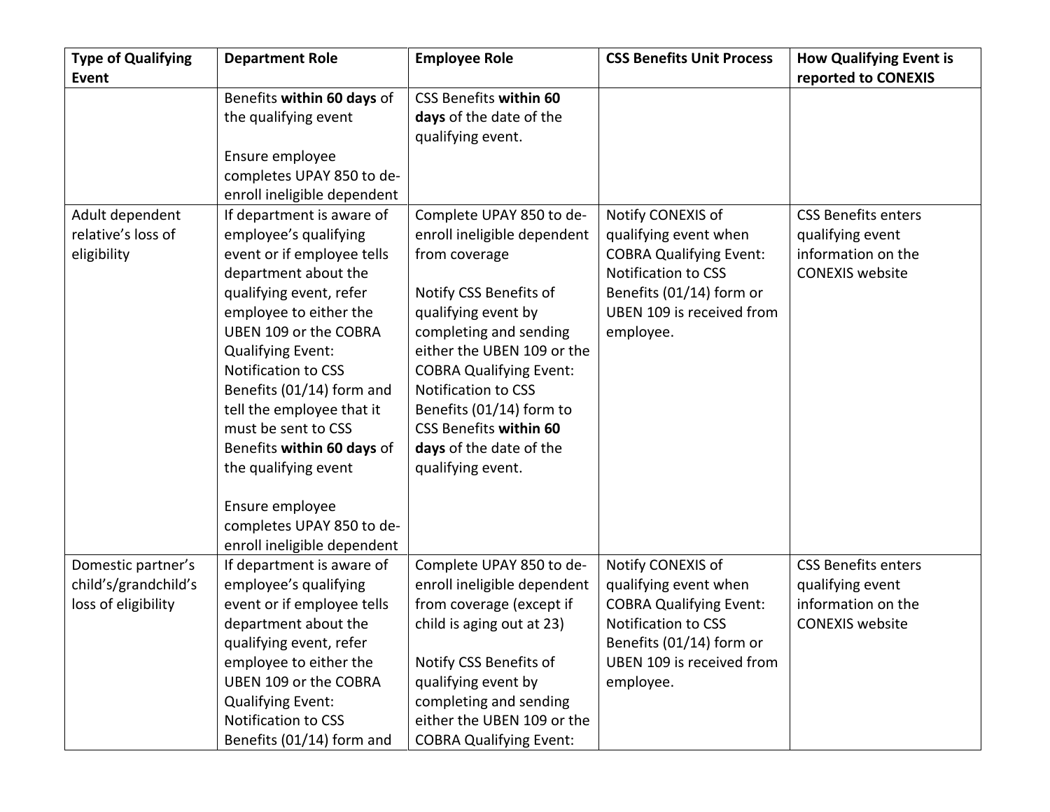| Type of Qualifying Event | Department Role | Employee Role | CSS Benefits Unit Process | How Qualifying Event is reported to CONEXIS |
|---|---|---|---|---|
| | Benefits **within 60 days** of the qualifying event<br><br>Ensure employee completes UPAY 850 to de-enroll ineligible dependent | CSS Benefits **within 60 days** of the date of the qualifying event. | | |
| Adult dependent relative's loss of eligibility | If department is aware of employee's qualifying event or if employee tells department about the qualifying event, refer employee to either the UBEN 109 or the COBRA Qualifying Event: Notification to CSS Benefits (01/14) form and tell the employee that it must be sent to CSS Benefits **within 60 days** of the qualifying event<br><br>Ensure employee completes UPAY 850 to de-enroll ineligible dependent | Complete UPAY 850 to de-enroll ineligible dependent from coverage<br><br>Notify CSS Benefits of qualifying event by completing and sending either the UBEN 109 or the COBRA Qualifying Event: Notification to CSS Benefits (01/14) form to CSS Benefits **within 60 days** of the date of the qualifying event. | Notify CONEXIS of qualifying event when COBRA Qualifying Event: Notification to CSS Benefits (01/14) form or UBEN 109 is received from employee. | CSS Benefits enters qualifying event information on the CONEXIS website |
| Domestic partner's child's/grandchild's loss of eligibility | If department is aware of employee's qualifying event or if employee tells department about the qualifying event, refer employee to either the UBEN 109 or the COBRA Qualifying Event: Notification to CSS Benefits (01/14) form and | Complete UPAY 850 to de-enroll ineligible dependent from coverage (except if child is aging out at 23)<br><br>Notify CSS Benefits of qualifying event by completing and sending either the UBEN 109 or the COBRA Qualifying Event: | Notify CONEXIS of qualifying event when COBRA Qualifying Event: Notification to CSS Benefits (01/14) form or UBEN 109 is received from employee. | CSS Benefits enters qualifying event information on the CONEXIS website |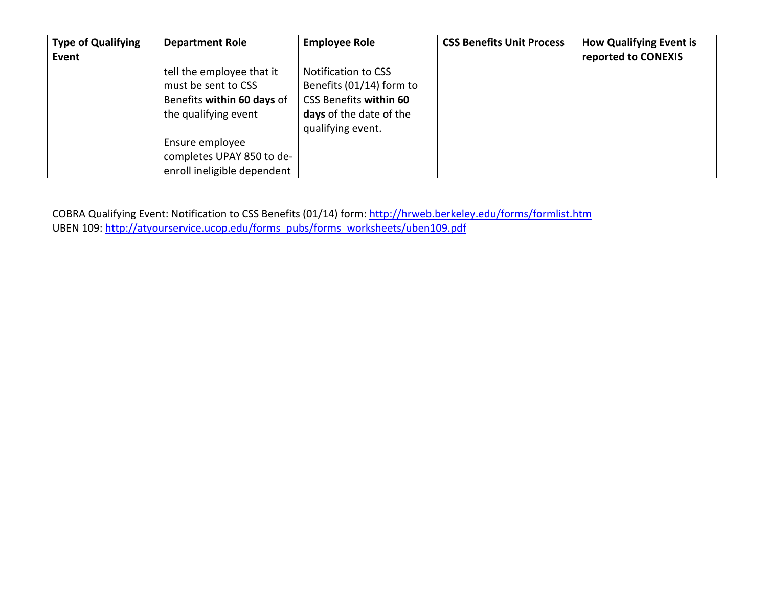| Type of Qualifying Event | Department Role | Employee Role | CSS Benefits Unit Process | How Qualifying Event is reported to CONEXIS |
|---|---|---|---|---|
| | tell the employee that it must be sent to CSS Benefits **within 60 days** of the qualifying event<br><br>Ensure employee completes UPAY 850 to de-enroll ineligible dependent | Notification to CSS Benefits (01/14) form to CSS Benefits **within 60 days** of the date of the qualifying event. | | |

COBRA Qualifying Event: Notification to CSS Benefits (01/14) form: http://hrweb.berkeley.edu/forms/formlist.htm
UBEN 109: http://atyourservice.ucop.edu/forms_pubs/forms_worksheets/uben109.pdf